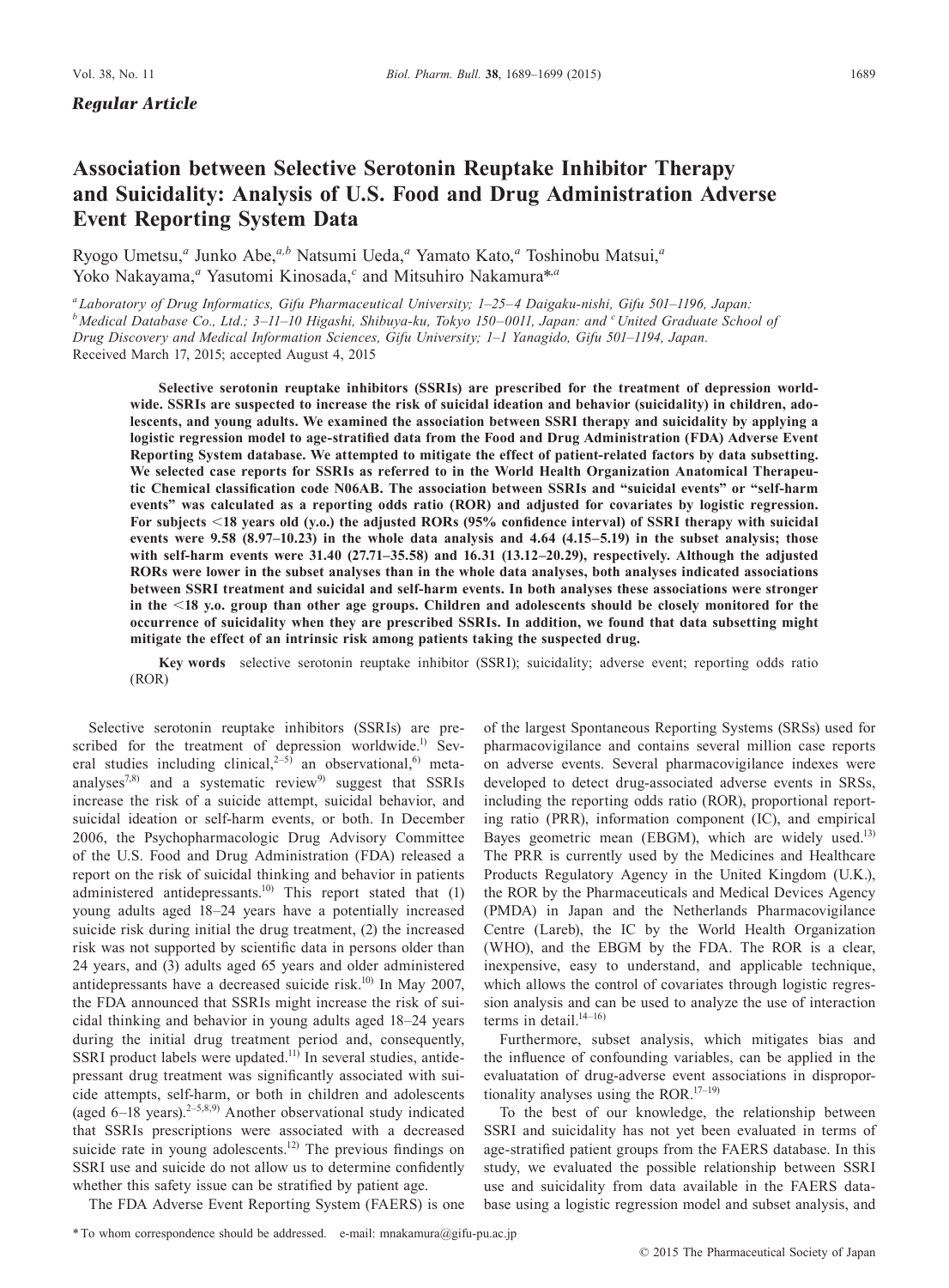*Regular Article*

# Association between Selective Serotonin Reuptake Inhibitor Therapy and Suicidality: Analysis of U.S. Food and Drug Administration Adverse Event Reporting System Data

Ryogo Umetsu,[a] Junko Abe,[a,b] Natsumi Ueda,[a] Yamato Kato,[a] Toshinobu Matsui,[a] Yoko Nakayama,[a] Yasutomi Kinosada,[c] and Mitsuhiro Nakamura*[,a]

[a] Laboratory of Drug Informatics, Gifu Pharmaceutical University; 1–25–4 Daigaku-nishi, Gifu 501–1196, Japan: [b] Medical Database Co., Ltd.; 3–11–10 Higashi, Shibuya-ku, Tokyo 150–0011, Japan: and [c] United Graduate School of Drug Discovery and Medical Information Sciences, Gifu University; 1–1 Yanagido, Gifu 501–1194, Japan.
Received March 17, 2015; accepted August 4, 2015

**Selective serotonin reuptake inhibitors (SSRIs) are prescribed for the treatment of depression worldwide. SSRIs are suspected to increase the risk of suicidal ideation and behavior (suicidality) in children, adolescents, and young adults. We examined the association between SSRI therapy and suicidality by applying a logistic regression model to age-stratified data from the Food and Drug Administration (FDA) Adverse Event Reporting System database. We attempted to mitigate the effect of patient-related factors by data subsetting. We selected case reports for SSRIs as referred to in the World Health Organization Anatomical Therapeutic Chemical classification code N06AB. The association between SSRIs and "suicidal events" or "self-harm events" was calculated as a reporting odds ratio (ROR) and adjusted for covariates by logistic regression. For subjects <18 years old (y.o.) the adjusted RORs (95% confidence interval) of SSRI therapy with suicidal events were 9.58 (8.97–10.23) in the whole data analysis and 4.64 (4.15–5.19) in the subset analysis; those with self-harm events were 31.40 (27.71–35.58) and 16.31 (13.12–20.29), respectively. Although the adjusted RORs were lower in the subset analyses than in the whole data analyses, both analyses indicated associations between SSRI treatment and suicidal and self-harm events. In both analyses these associations were stronger in the <18 y.o. group than other age groups. Children and adolescents should be closely monitored for the occurrence of suicidality when they are prescribed SSRIs. In addition, we found that data subsetting might mitigate the effect of an intrinsic risk among patients taking the suspected drug.**

**Key words** selective serotonin reuptake inhibitor (SSRI); suicidality; adverse event; reporting odds ratio (ROR)

Selective serotonin reuptake inhibitors (SSRIs) are prescribed for the treatment of depression worldwide.[1] Several studies including clinical,[2–5] an observational,[6] meta-analyses[7,8] and a systematic review[9] suggest that SSRIs increase the risk of a suicide attempt, suicidal behavior, and suicidal ideation or self-harm events, or both. In December 2006, the Psychopharmacologic Drug Advisory Committee of the U.S. Food and Drug Administration (FDA) released a report on the risk of suicidal thinking and behavior in patients administered antidepressants.[10] This report stated that (1) young adults aged 18–24 years have a potentially increased suicide risk during initial the drug treatment, (2) the increased risk was not supported by scientific data in persons older than 24 years, and (3) adults aged 65 years and older administered antidepressants have a decreased suicide risk.[10] In May 2007, the FDA announced that SSRIs might increase the risk of suicidal thinking and behavior in young adults aged 18–24 years during the initial drug treatment period and, consequently, SSRI product labels were updated.[11] In several studies, antidepressant drug treatment was significantly associated with suicide attempts, self-harm, or both in children and adolescents (aged 6–18 years).[2–5,8,9] Another observational study indicated that SSRIs prescriptions were associated with a decreased suicide rate in young adolescents.[12] The previous findings on SSRI use and suicide do not allow us to determine confidently whether this safety issue can be stratified by patient age.

The FDA Adverse Event Reporting System (FAERS) is one of the largest Spontaneous Reporting Systems (SRSs) used for pharmacovigilance and contains several million case reports on adverse events. Several pharmacovigilance indexes were developed to detect drug-associated adverse events in SRSs, including the reporting odds ratio (ROR), proportional reporting ratio (PRR), information component (IC), and empirical Bayes geometric mean (EBGM), which are widely used.[13] The PRR is currently used by the Medicines and Healthcare Products Regulatory Agency in the United Kingdom (U.K.), the ROR by the Pharmaceuticals and Medical Devices Agency (PMDA) in Japan and the Netherlands Pharmacovigilance Centre (Lareb), the IC by the World Health Organization (WHO), and the EBGM by the FDA. The ROR is a clear, inexpensive, easy to understand, and applicable technique, which allows the control of covariates through logistic regression analysis and can be used to analyze the use of interaction terms in detail.[14–16]

Furthermore, subset analysis, which mitigates bias and the influence of confounding variables, can be applied in the evaluatation of drug-adverse event associations in disproportionality analyses using the ROR.[17–19]

To the best of our knowledge, the relationship between SSRI and suicidality has not yet been evaluated in terms of age-stratified patient groups from the FAERS database. In this study, we evaluated the possible relationship between SSRI use and suicidality from data available in the FAERS database using a logistic regression model and subset analysis, and

* To whom correspondence should be addressed. e-mail: mnakamura@gifu-pu.ac.jp

© 2015 The Pharmaceutical Society of Japan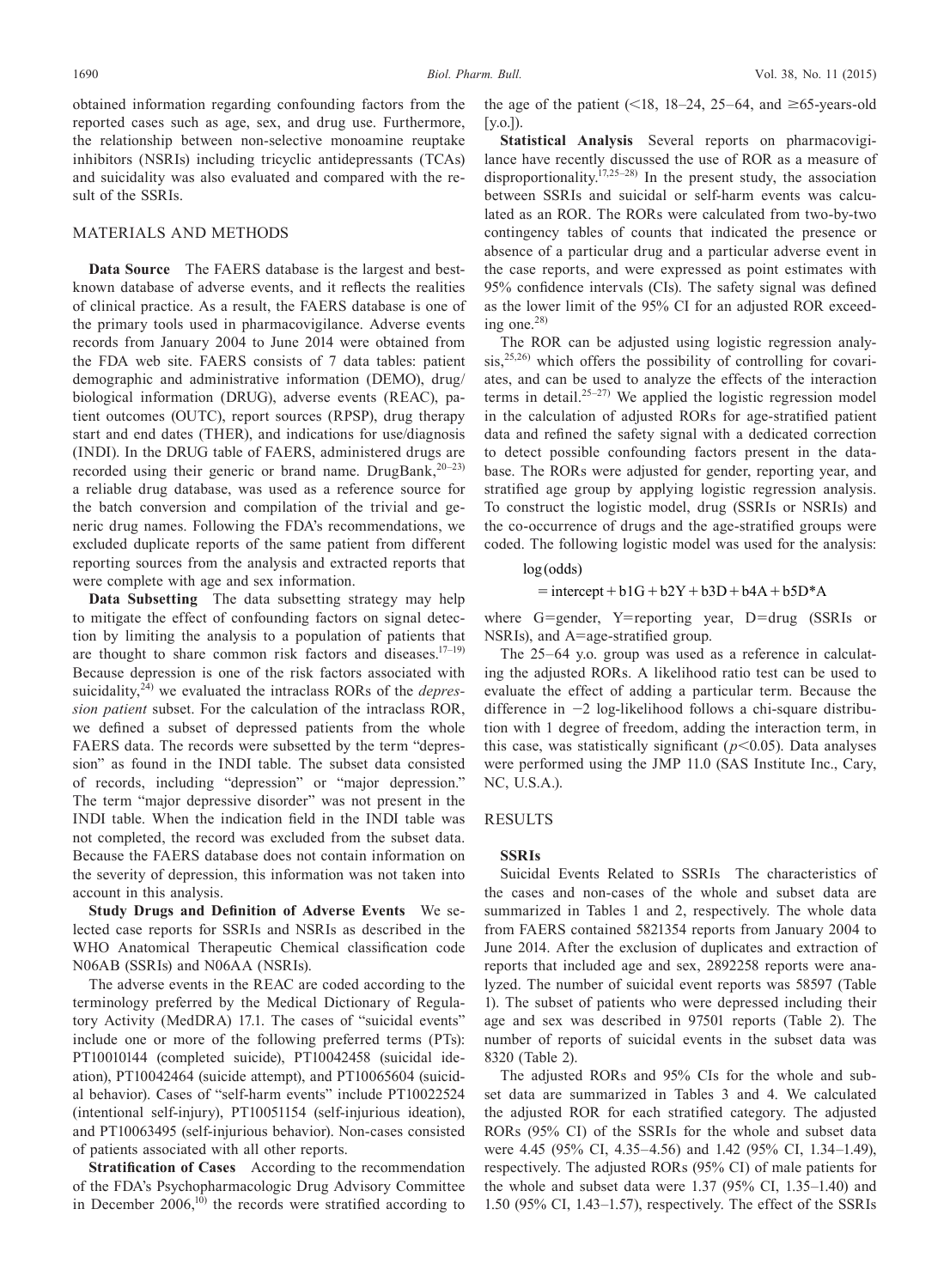obtained information regarding confounding factors from the reported cases such as age, sex, and drug use. Furthermore, the relationship between non-selective monoamine reuptake inhibitors (NSRIs) including tricyclic antidepressants (TCAs) and suicidality was also evaluated and compared with the result of the SSRIs.

## MATERIALS AND METHODS

**Data Source** The FAERS database is the largest and best-known database of adverse events, and it reflects the realities of clinical practice. As a result, the FAERS database is one of the primary tools used in pharmacovigilance. Adverse events records from January 2004 to June 2014 were obtained from the FDA web site. FAERS consists of 7 data tables: patient demographic and administrative information (DEMO), drug/biological information (DRUG), adverse events (REAC), patient outcomes (OUTC), report sources (RPSP), drug therapy start and end dates (THER), and indications for use/diagnosis (INDI). In the DRUG table of FAERS, administered drugs are recorded using their generic or brand name. DrugBank,[20–23] a reliable drug database, was used as a reference source for the batch conversion and compilation of the trivial and generic drug names. Following the FDA's recommendations, we excluded duplicate reports of the same patient from different reporting sources from the analysis and extracted reports that were complete with age and sex information.

**Data Subsetting** The data subsetting strategy may help to mitigate the effect of confounding factors on signal detection by limiting the analysis to a population of patients that are thought to share common risk factors and diseases.[17–19] Because depression is one of the risk factors associated with suicidality,[24] we evaluated the intraclass RORs of the *depression patient* subset. For the calculation of the intraclass ROR, we defined a subset of depressed patients from the whole FAERS data. The records were subsetted by the term "depression" as found in the INDI table. The subset data consisted of records, including "depression" or "major depression." The term "major depressive disorder" was not present in the INDI table. When the indication field in the INDI table was not completed, the record was excluded from the subset data. Because the FAERS database does not contain information on the severity of depression, this information was not taken into account in this analysis.

**Study Drugs and Definition of Adverse Events** We selected case reports for SSRIs and NSRIs as described in the WHO Anatomical Therapeutic Chemical classification code N06AB (SSRIs) and N06AA (NSRIs).

The adverse events in the REAC are coded according to the terminology preferred by the Medical Dictionary of Regulatory Activity (MedDRA) 17.1. The cases of "suicidal events" include one or more of the following preferred terms (PTs): PT10010144 (completed suicide), PT10042458 (suicidal ideation), PT10042464 (suicide attempt), and PT10065604 (suicidal behavior). Cases of "self-harm events" include PT10022524 (intentional self-injury), PT10051154 (self-injurious ideation), and PT10063495 (self-injurious behavior). Non-cases consisted of patients associated with all other reports.

**Stratification of Cases** According to the recommendation of the FDA's Psychopharmacologic Drug Advisory Committee in December 2006,[10] the records were stratified according to the age of the patient (<18, 18–24, 25–64, and ≥65-years-old [y.o.]).

**Statistical Analysis** Several reports on pharmacovigilance have recently discussed the use of ROR as a measure of disproportionality.[17,25–28] In the present study, the association between SSRIs and suicidal or self-harm events was calculated as an ROR. The RORs were calculated from two-by-two contingency tables of counts that indicated the presence or absence of a particular drug and a particular adverse event in the case reports, and were expressed as point estimates with 95% confidence intervals (CIs). The safety signal was defined as the lower limit of the 95% CI for an adjusted ROR exceeding one.[28]

The ROR can be adjusted using logistic regression analysis,[25,26] which offers the possibility of controlling for covariates, and can be used to analyze the effects of the interaction terms in detail.[25–27] We applied the logistic regression model in the calculation of adjusted RORs for age-stratified patient data and refined the safety signal with a dedicated correction to detect possible confounding factors present in the database. The RORs were adjusted for gender, reporting year, and stratified age group by applying logistic regression analysis. To construct the logistic model, drug (SSRIs or NSRIs) and the co-occurrence of drugs and the age-stratified groups were coded. The following logistic model was used for the analysis:

$$\log(\text{odds}) = \text{intercept} + b1G + b2Y + b3D + b4A + b5D{*}A$$

where G=gender, Y=reporting year, D=drug (SSRIs or NSRIs), and A=age-stratified group.

The 25–64 y.o. group was used as a reference in calculating the adjusted RORs. A likelihood ratio test can be used to evaluate the effect of adding a particular term. Because the difference in −2 log-likelihood follows a chi-square distribution with 1 degree of freedom, adding the interaction term, in this case, was statistically significant ($p<0.05$). Data analyses were performed using the JMP 11.0 (SAS Institute Inc., Cary, NC, U.S.A.).

## RESULTS

### SSRIs

Suicidal Events Related to SSRIs The characteristics of the cases and non-cases of the whole and subset data are summarized in Tables 1 and 2, respectively. The whole data from FAERS contained 5821354 reports from January 2004 to June 2014. After the exclusion of duplicates and extraction of reports that included age and sex, 2892258 reports were analyzed. The number of suicidal event reports was 58597 (Table 1). The subset of patients who were depressed including their age and sex was described in 97501 reports (Table 2). The number of reports of suicidal events in the subset data was 8320 (Table 2).

The adjusted RORs and 95% CIs for the whole and subset data are summarized in Tables 3 and 4. We calculated the adjusted ROR for each stratified category. The adjusted RORs (95% CI) of the SSRIs for the whole and subset data were 4.45 (95% CI, 4.35–4.56) and 1.42 (95% CI, 1.34–1.49), respectively. The adjusted RORs (95% CI) of male patients for the whole and subset data were 1.37 (95% CI, 1.35–1.40) and 1.50 (95% CI, 1.43–1.57), respectively. The effect of the SSRIs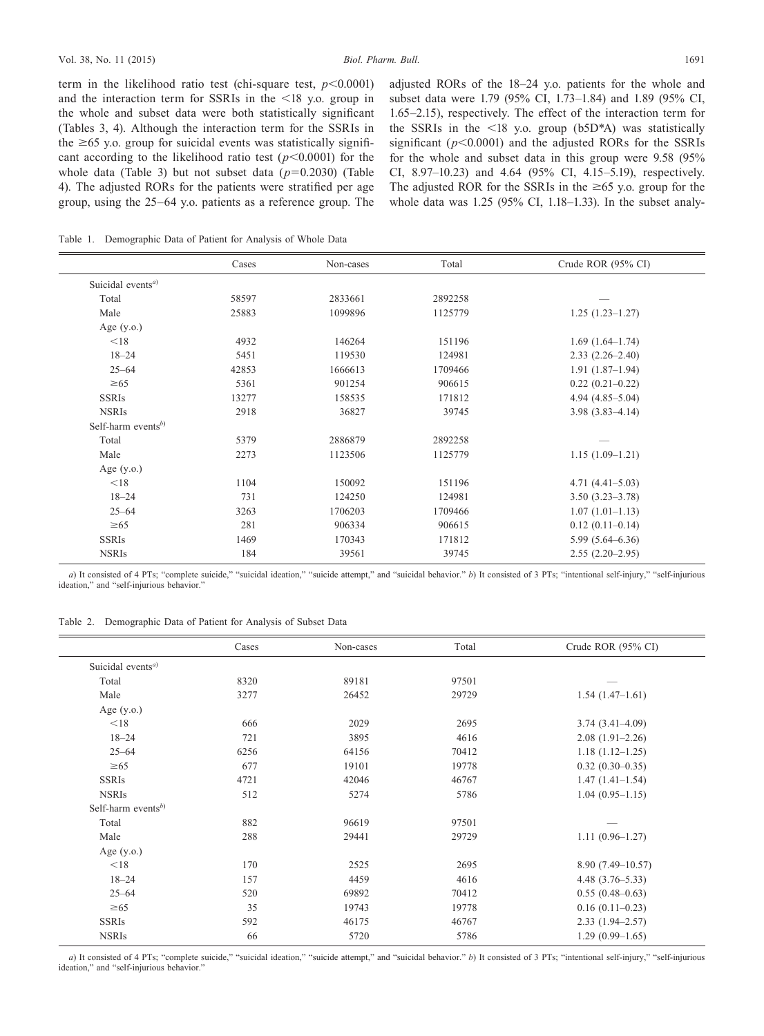term in the likelihood ratio test (chi-square test, $p<0.0001$) and the interaction term for SSRIs in the <18 y.o. group in the whole and subset data were both statistically significant (Tables 3, 4). Although the interaction term for the SSRIs in the ≥65 y.o. group for suicidal events was statistically significant according to the likelihood ratio test ($p<0.0001$) for the whole data (Table 3) but not subset data ($p=0.2030$) (Table 4). The adjusted RORs for the patients were stratified per age group, using the 25–64 y.o. patients as a reference group. The adjusted RORs of the 18–24 y.o. patients for the whole and subset data were 1.79 (95% CI, 1.73–1.84) and 1.89 (95% CI, 1.65–2.15), respectively. The effect of the interaction term for the SSRIs in the <18 y.o. group (b5D*A) was statistically significant ($p<0.0001$) and the adjusted RORs for the SSRIs for the whole and subset data in this group were 9.58 (95% CI, 8.97–10.23) and 4.64 (95% CI, 4.15–5.19), respectively. The adjusted ROR for the SSRIs in the ≥65 y.o. group for the whole data was 1.25 (95% CI, 1.18–1.33). In the subset analy-

Table 1. Demographic Data of Patient for Analysis of Whole Data

| | Cases | Non-cases | Total | Crude ROR (95% CI) |
|---|---|---|---|---|
| Suicidal events[a] | | | | |
| Total | 58597 | 2833661 | 2892258 | — |
| Male | 25883 | 1099896 | 1125779 | 1.25 (1.23–1.27) |
| Age (y.o.) | | | | |
| <18 | 4932 | 146264 | 151196 | 1.69 (1.64–1.74) |
| 18–24 | 5451 | 119530 | 124981 | 2.33 (2.26–2.40) |
| 25–64 | 42853 | 1666613 | 1709466 | 1.91 (1.87–1.94) |
| ≥65 | 5361 | 901254 | 906615 | 0.22 (0.21–0.22) |
| SSRIs | 13277 | 158535 | 171812 | 4.94 (4.85–5.04) |
| NSRIs | 2918 | 36827 | 39745 | 3.98 (3.83–4.14) |
| Self-harm events[b] | | | | |
| Total | 5379 | 2886879 | 2892258 | — |
| Male | 2273 | 1123506 | 1125779 | 1.15 (1.09–1.21) |
| Age (y.o.) | | | | |
| <18 | 1104 | 150092 | 151196 | 4.71 (4.41–5.03) |
| 18–24 | 731 | 124250 | 124981 | 3.50 (3.23–3.78) |
| 25–64 | 3263 | 1706203 | 1709466 | 1.07 (1.01–1.13) |
| ≥65 | 281 | 906334 | 906615 | 0.12 (0.11–0.14) |
| SSRIs | 1469 | 170343 | 171812 | 5.99 (5.64–6.36) |
| NSRIs | 184 | 39561 | 39745 | 2.55 (2.20–2.95) |

*a*) It consisted of 4 PTs; "complete suicide," "suicidal ideation," "suicide attempt," and "suicidal behavior." *b*) It consisted of 3 PTs; "intentional self-injury," "self-injurious ideation," and "self-injurious behavior."

Table 2. Demographic Data of Patient for Analysis of Subset Data

| | Cases | Non-cases | Total | Crude ROR (95% CI) |
|---|---|---|---|---|
| Suicidal events[a] | | | | |
| Total | 8320 | 89181 | 97501 | — |
| Male | 3277 | 26452 | 29729 | 1.54 (1.47–1.61) |
| Age (y.o.) | | | | |
| <18 | 666 | 2029 | 2695 | 3.74 (3.41–4.09) |
| 18–24 | 721 | 3895 | 4616 | 2.08 (1.91–2.26) |
| 25–64 | 6256 | 64156 | 70412 | 1.18 (1.12–1.25) |
| ≥65 | 677 | 19101 | 19778 | 0.32 (0.30–0.35) |
| SSRIs | 4721 | 42046 | 46767 | 1.47 (1.41–1.54) |
| NSRIs | 512 | 5274 | 5786 | 1.04 (0.95–1.15) |
| Self-harm events[b] | | | | |
| Total | 882 | 96619 | 97501 | — |
| Male | 288 | 29441 | 29729 | 1.11 (0.96–1.27) |
| Age (y.o.) | | | | |
| <18 | 170 | 2525 | 2695 | 8.90 (7.49–10.57) |
| 18–24 | 157 | 4459 | 4616 | 4.48 (3.76–5.33) |
| 25–64 | 520 | 69892 | 70412 | 0.55 (0.48–0.63) |
| ≥65 | 35 | 19743 | 19778 | 0.16 (0.11–0.23) |
| SSRIs | 592 | 46175 | 46767 | 2.33 (1.94–2.57) |
| NSRIs | 66 | 5720 | 5786 | 1.29 (0.99–1.65) |

*a*) It consisted of 4 PTs; "complete suicide," "suicidal ideation," "suicide attempt," and "suicidal behavior." *b*) It consisted of 3 PTs; "intentional self-injury," "self-injurious ideation," and "self-injurious behavior."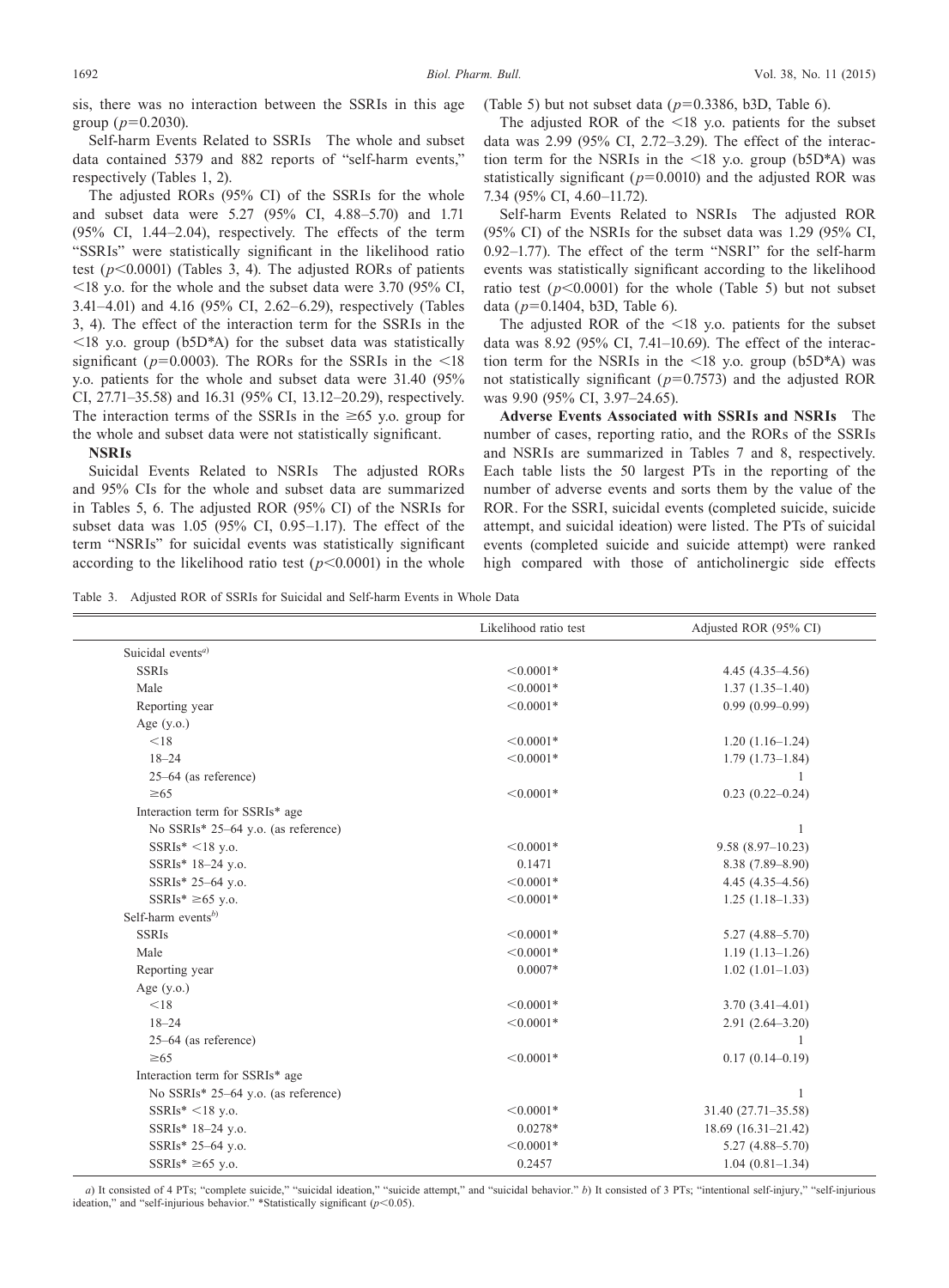sis, there was no interaction between the SSRIs in this age group ($p$=0.2030).

Self-harm Events Related to SSRIs The whole and subset data contained 5379 and 882 reports of "self-harm events," respectively (Tables 1, 2).

The adjusted RORs (95% CI) of the SSRIs for the whole and subset data were 5.27 (95% CI, 4.88–5.70) and 1.71 (95% CI, 1.44–2.04), respectively. The effects of the term "SSRIs" were statistically significant in the likelihood ratio test ($p$<0.0001) (Tables 3, 4). The adjusted RORs of patients <18 y.o. for the whole and the subset data were 3.70 (95% CI, 3.41–4.01) and 4.16 (95% CI, 2.62–6.29), respectively (Tables 3, 4). The effect of the interaction term for the SSRIs in the <18 y.o. group (b5D*A) for the subset data was statistically significant ($p$=0.0003). The RORs for the SSRIs in the <18 y.o. patients for the whole and subset data were 31.40 (95% CI, 27.71–35.58) and 16.31 (95% CI, 13.12–20.29), respectively. The interaction terms of the SSRIs in the ≥65 y.o. group for the whole and subset data were not statistically significant.

**NSRIs**

Suicidal Events Related to NSRIs The adjusted RORs and 95% CIs for the whole and subset data are summarized in Tables 5, 6. The adjusted ROR (95% CI) of the NSRIs for subset data was 1.05 (95% CI, 0.95–1.17). The effect of the term "NSRIs" for suicidal events was statistically significant according to the likelihood ratio test ($p$<0.0001) in the whole (Table 5) but not subset data ($p$=0.3386, b3D, Table 6).

The adjusted ROR of the <18 y.o. patients for the subset data was 2.99 (95% CI, 2.72–3.29). The effect of the interaction term for the NSRIs in the <18 y.o. group (b5D*A) was statistically significant ($p$=0.0010) and the adjusted ROR was 7.34 (95% CI, 4.60–11.72).

Self-harm Events Related to NSRIs The adjusted ROR (95% CI) of the NSRIs for the subset data was 1.29 (95% CI, 0.92–1.77). The effect of the term "NSRI" for the self-harm events was statistically significant according to the likelihood ratio test ($p$<0.0001) for the whole (Table 5) but not subset data ($p$=0.1404, b3D, Table 6).

The adjusted ROR of the <18 y.o. patients for the subset data was 8.92 (95% CI, 7.41–10.69). The effect of the interaction term for the NSRIs in the <18 y.o. group (b5D*A) was not statistically significant ($p$=0.7573) and the adjusted ROR was 9.90 (95% CI, 3.97–24.65).

**Adverse Events Associated with SSRIs and NSRIs** The number of cases, reporting ratio, and the RORs of the SSRIs and NSRIs are summarized in Tables 7 and 8, respectively. Each table lists the 50 largest PTs in the reporting of the number of adverse events and sorts them by the value of the ROR. For the SSRI, suicidal events (completed suicide, suicide attempt, and suicidal ideation) were listed. The PTs of suicidal events (completed suicide and suicide attempt) were ranked high compared with those of anticholinergic side effects

Table 3. Adjusted ROR of SSRIs for Suicidal and Self-harm Events in Whole Data

| | Likelihood ratio test | Adjusted ROR (95% CI) |
|---|---|---|
| Suicidal events[a] | | |
| SSRIs | <0.0001* | 4.45 (4.35–4.56) |
| Male | <0.0001* | 1.37 (1.35–1.40) |
| Reporting year | <0.0001* | 0.99 (0.99–0.99) |
| Age (y.o.) | | |
| <18 | <0.0001* | 1.20 (1.16–1.24) |
| 18–24 | <0.0001* | 1.79 (1.73–1.84) |
| 25–64 (as reference) | | 1 |
| ≥65 | <0.0001* | 0.23 (0.22–0.24) |
| Interaction term for SSRIs* age | | |
| No SSRIs* 25–64 y.o. (as reference) | | 1 |
| SSRIs* <18 y.o. | <0.0001* | 9.58 (8.97–10.23) |
| SSRIs* 18–24 y.o. | 0.1471 | 8.38 (7.89–8.90) |
| SSRIs* 25–64 y.o. | <0.0001* | 4.45 (4.35–4.56) |
| SSRIs* ≥65 y.o. | <0.0001* | 1.25 (1.18–1.33) |
| Self-harm events[b] | | |
| SSRIs | <0.0001* | 5.27 (4.88–5.70) |
| Male | <0.0001* | 1.19 (1.13–1.26) |
| Reporting year | 0.0007* | 1.02 (1.01–1.03) |
| Age (y.o.) | | |
| <18 | <0.0001* | 3.70 (3.41–4.01) |
| 18–24 | <0.0001* | 2.91 (2.64–3.20) |
| 25–64 (as reference) | | 1 |
| ≥65 | <0.0001* | 0.17 (0.14–0.19) |
| Interaction term for SSRIs* age | | |
| No SSRIs* 25–64 y.o. (as reference) | | 1 |
| SSRIs* <18 y.o. | <0.0001* | 31.40 (27.71–35.58) |
| SSRIs* 18–24 y.o. | 0.0278* | 18.69 (16.31–21.42) |
| SSRIs* 25–64 y.o. | <0.0001* | 5.27 (4.88–5.70) |
| SSRIs* ≥65 y.o. | 0.2457 | 1.04 (0.81–1.34) |

*a*) It consisted of 4 PTs; "complete suicide," "suicidal ideation," "suicide attempt," and "suicidal behavior." *b*) It consisted of 3 PTs; "intentional self-injury," "self-injurious ideation," and "self-injurious behavior." *Statistically significant ($p$<0.05).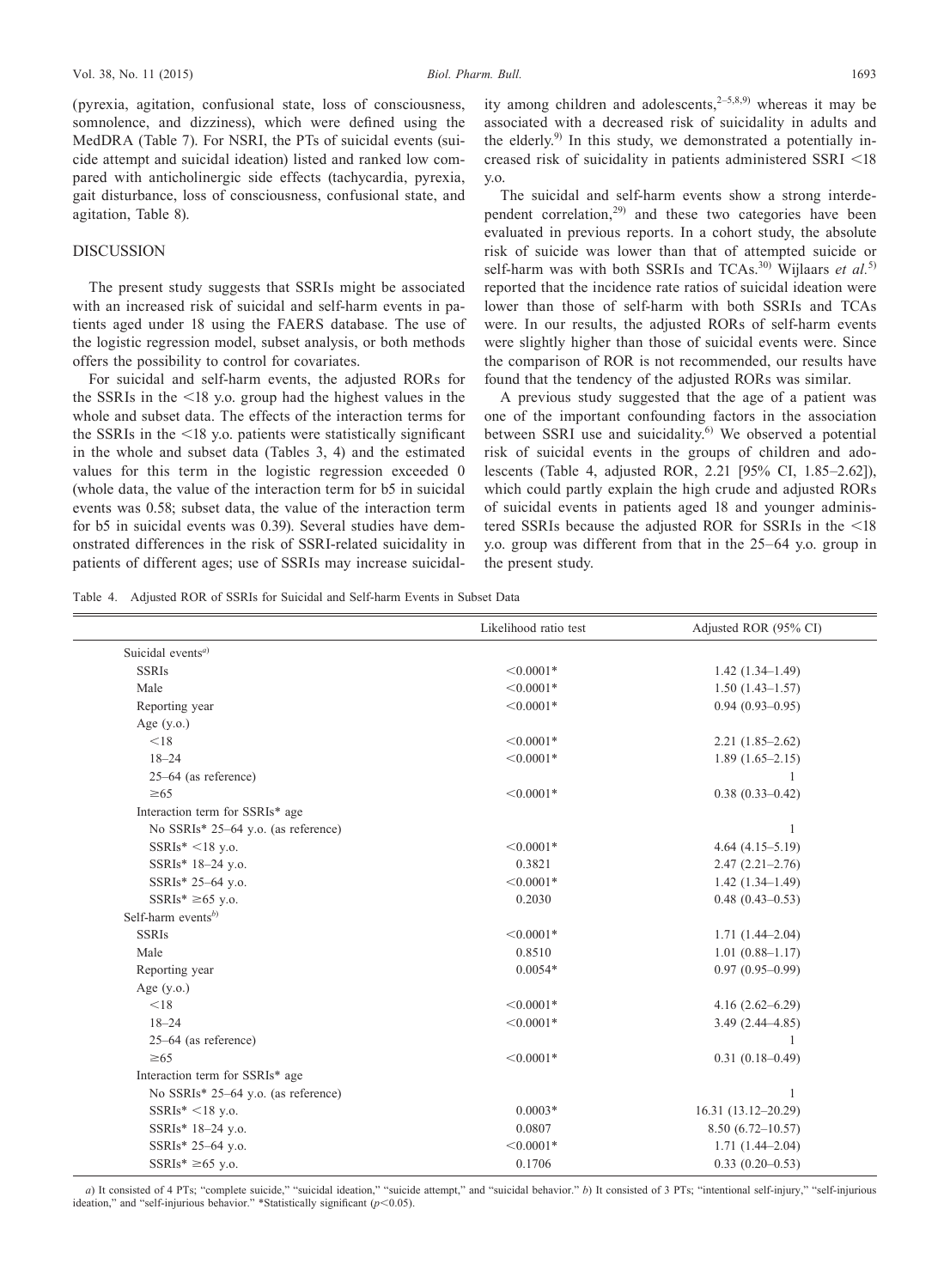(pyrexia, agitation, confusional state, loss of consciousness, somnolence, and dizziness), which were defined using the MedDRA (Table 7). For NSRI, the PTs of suicidal events (suicide attempt and suicidal ideation) listed and ranked low compared with anticholinergic side effects (tachycardia, pyrexia, gait disturbance, loss of consciousness, confusional state, and agitation, Table 8).

## DISCUSSION

The present study suggests that SSRIs might be associated with an increased risk of suicidal and self-harm events in patients aged under 18 using the FAERS database. The use of the logistic regression model, subset analysis, or both methods offers the possibility to control for covariates.

For suicidal and self-harm events, the adjusted RORs for the SSRIs in the <18 y.o. group had the highest values in the whole and subset data. The effects of the interaction terms for the SSRIs in the <18 y.o. patients were statistically significant in the whole and subset data (Tables 3, 4) and the estimated values for this term in the logistic regression exceeded 0 (whole data, the value of the interaction term for b5 in suicidal events was 0.58; subset data, the value of the interaction term for b5 in suicidal events was 0.39). Several studies have demonstrated differences in the risk of SSRI-related suicidality in patients of different ages; use of SSRIs may increase suicidality among children and adolescents,[2–5,8,9] whereas it may be associated with a decreased risk of suicidality in adults and the elderly.[9] In this study, we demonstrated a potentially increased risk of suicidality in patients administered SSRI <18 y.o.

The suicidal and self-harm events show a strong interdependent correlation,[29] and these two categories have been evaluated in previous reports. In a cohort study, the absolute risk of suicide was lower than that of attempted suicide or self-harm was with both SSRIs and TCAs.[30] Wijlaars *et al.*[5] reported that the incidence rate ratios of suicidal ideation were lower than those of self-harm with both SSRIs and TCAs were. In our results, the adjusted RORs of self-harm events were slightly higher than those of suicidal events were. Since the comparison of ROR is not recommended, our results have found that the tendency of the adjusted RORs was similar.

A previous study suggested that the age of a patient was one of the important confounding factors in the association between SSRI use and suicidality.[6] We observed a potential risk of suicidal events in the groups of children and adolescents (Table 4, adjusted ROR, 2.21 [95% CI, 1.85–2.62]), which could partly explain the high crude and adjusted RORs of suicidal events in patients aged 18 and younger administered SSRIs because the adjusted ROR for SSRIs in the <18 y.o. group was different from that in the 25–64 y.o. group in the present study.

Table 4. Adjusted ROR of SSRIs for Suicidal and Self-harm Events in Subset Data

| | Likelihood ratio test | Adjusted ROR (95% CI) |
|---|---|---|
| Suicidal events[a] | | |
| SSRIs | <0.0001* | 1.42 (1.34–1.49) |
| Male | <0.0001* | 1.50 (1.43–1.57) |
| Reporting year | <0.0001* | 0.94 (0.93–0.95) |
| Age (y.o.) | | |
| <18 | <0.0001* | 2.21 (1.85–2.62) |
| 18–24 | <0.0001* | 1.89 (1.65–2.15) |
| 25–64 (as reference) | | 1 |
| ≥65 | <0.0001* | 0.38 (0.33–0.42) |
| Interaction term for SSRIs* age | | |
| No SSRIs* 25–64 y.o. (as reference) | | 1 |
| SSRIs* <18 y.o. | <0.0001* | 4.64 (4.15–5.19) |
| SSRIs* 18–24 y.o. | 0.3821 | 2.47 (2.21–2.76) |
| SSRIs* 25–64 y.o. | <0.0001* | 1.42 (1.34–1.49) |
| SSRIs* ≥65 y.o. | 0.2030 | 0.48 (0.43–0.53) |
| Self-harm events[b] | | |
| SSRIs | <0.0001* | 1.71 (1.44–2.04) |
| Male | 0.8510 | 1.01 (0.88–1.17) |
| Reporting year | 0.0054* | 0.97 (0.95–0.99) |
| Age (y.o.) | | |
| <18 | <0.0001* | 4.16 (2.62–6.29) |
| 18–24 | <0.0001* | 3.49 (2.44–4.85) |
| 25–64 (as reference) | | 1 |
| ≥65 | <0.0001* | 0.31 (0.18–0.49) |
| Interaction term for SSRIs* age | | |
| No SSRIs* 25–64 y.o. (as reference) | | 1 |
| SSRIs* <18 y.o. | 0.0003* | 16.31 (13.12–20.29) |
| SSRIs* 18–24 y.o. | 0.0807 | 8.50 (6.72–10.57) |
| SSRIs* 25–64 y.o. | <0.0001* | 1.71 (1.44–2.04) |
| SSRIs* ≥65 y.o. | 0.1706 | 0.33 (0.20–0.53) |

*a*) It consisted of 4 PTs; "complete suicide," "suicidal ideation," "suicide attempt," and "suicidal behavior." *b*) It consisted of 3 PTs; "intentional self-injury," "self-injurious ideation," and "self-injurious behavior." *Statistically significant ($p<0.05$).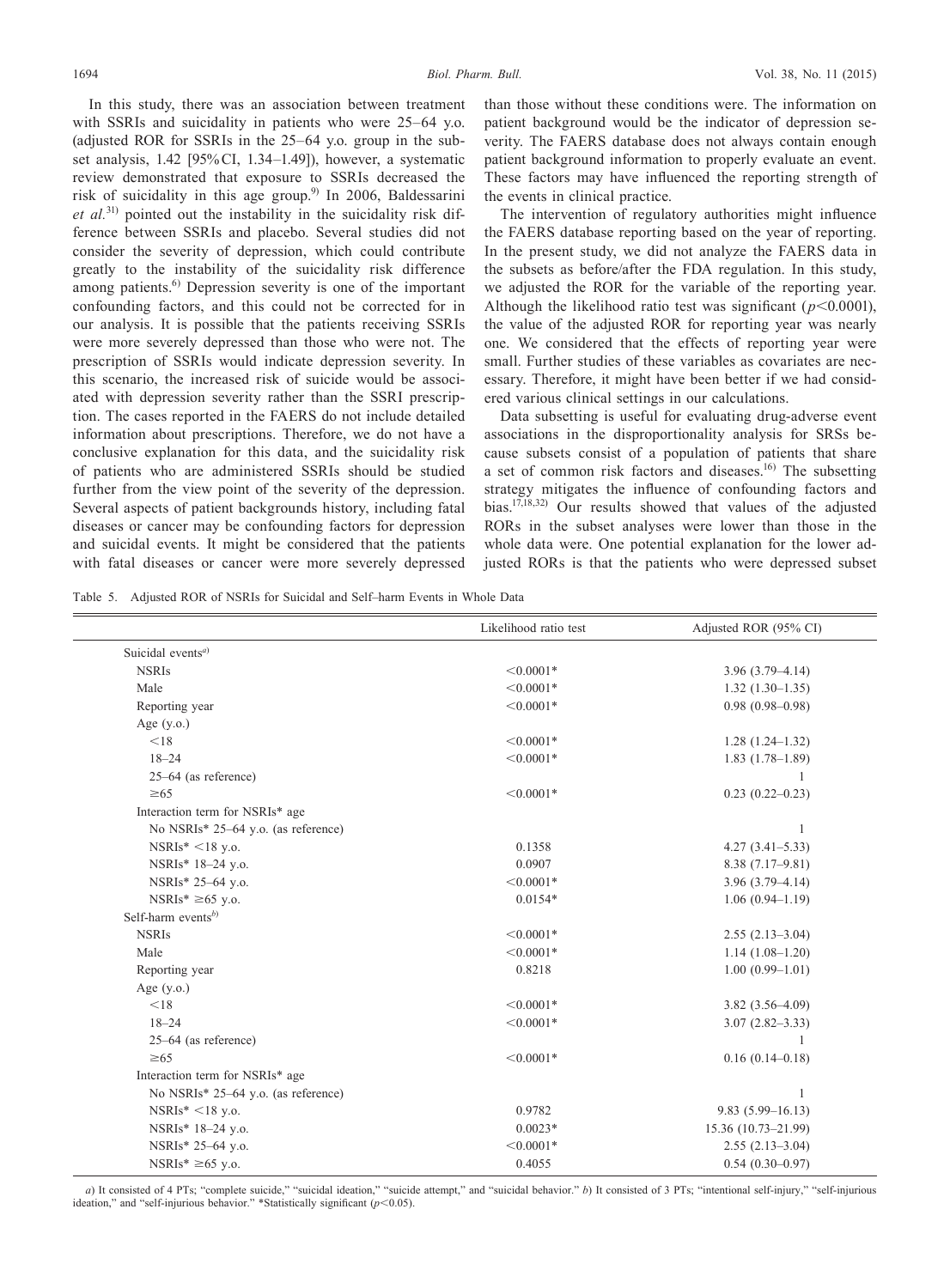In this study, there was an association between treatment with SSRIs and suicidality in patients who were 25–64 y.o. (adjusted ROR for SSRIs in the 25–64 y.o. group in the subset analysis, 1.42 [95%CI, 1.34–1.49]), however, a systematic review demonstrated that exposure to SSRIs decreased the risk of suicidality in this age group.[9] In 2006, Baldessarini *et al.*[31] pointed out the instability in the suicidality risk difference between SSRIs and placebo. Several studies did not consider the severity of depression, which could contribute greatly to the instability of the suicidality risk difference among patients.[6] Depression severity is one of the important confounding factors, and this could not be corrected for in our analysis. It is possible that the patients receiving SSRIs were more severely depressed than those who were not. The prescription of SSRIs would indicate depression severity. In this scenario, the increased risk of suicide would be associated with depression severity rather than the SSRI prescription. The cases reported in the FAERS do not include detailed information about prescriptions. Therefore, we do not have a conclusive explanation for this data, and the suicidality risk of patients who are administered SSRIs should be studied further from the view point of the severity of the depression. Several aspects of patient backgrounds history, including fatal diseases or cancer may be confounding factors for depression and suicidal events. It might be considered that the patients with fatal diseases or cancer were more severely depressed than those without these conditions were. The information on patient background would be the indicator of depression severity. The FAERS database does not always contain enough patient background information to properly evaluate an event. These factors may have influenced the reporting strength of the events in clinical practice.

The intervention of regulatory authorities might influence the FAERS database reporting based on the year of reporting. In the present study, we did not analyze the FAERS data in the subsets as before/after the FDA regulation. In this study, we adjusted the ROR for the variable of the reporting year. Although the likelihood ratio test was significant ($p<0.0001$), the value of the adjusted ROR for reporting year was nearly one. We considered that the effects of reporting year were small. Further studies of these variables as covariates are necessary. Therefore, it might have been better if we had considered various clinical settings in our calculations.

Data subsetting is useful for evaluating drug-adverse event associations in the disproportionality analysis for SRSs because subsets consist of a population of patients that share a set of common risk factors and diseases.[16] The subsetting strategy mitigates the influence of confounding factors and bias.[17,18,32] Our results showed that values of the adjusted RORs in the subset analyses were lower than those in the whole data were. One potential explanation for the lower adjusted RORs is that the patients who were depressed subset

Table 5. Adjusted ROR of NSRIs for Suicidal and Self–harm Events in Whole Data

| | Likelihood ratio test | Adjusted ROR (95% CI) |
|---|---|---|
| Suicidal events[a] | | |
| NSRIs | <0.0001* | 3.96 (3.79–4.14) |
| Male | <0.0001* | 1.32 (1.30–1.35) |
| Reporting year | <0.0001* | 0.98 (0.98–0.98) |
| Age (y.o.) | | |
| <18 | <0.0001* | 1.28 (1.24–1.32) |
| 18–24 | <0.0001* | 1.83 (1.78–1.89) |
| 25–64 (as reference) | | 1 |
| ≥65 | <0.0001* | 0.23 (0.22–0.23) |
| Interaction term for NSRIs* age | | |
| No NSRIs* 25–64 y.o. (as reference) | | 1 |
| NSRIs* <18 y.o. | 0.1358 | 4.27 (3.41–5.33) |
| NSRIs* 18–24 y.o. | 0.0907 | 8.38 (7.17–9.81) |
| NSRIs* 25–64 y.o. | <0.0001* | 3.96 (3.79–4.14) |
| NSRIs* ≥65 y.o. | 0.0154* | 1.06 (0.94–1.19) |
| Self-harm events[b] | | |
| NSRIs | <0.0001* | 2.55 (2.13–3.04) |
| Male | <0.0001* | 1.14 (1.08–1.20) |
| Reporting year | 0.8218 | 1.00 (0.99–1.01) |
| Age (y.o.) | | |
| <18 | <0.0001* | 3.82 (3.56–4.09) |
| 18–24 | <0.0001* | 3.07 (2.82–3.33) |
| 25–64 (as reference) | | 1 |
| ≥65 | <0.0001* | 0.16 (0.14–0.18) |
| Interaction term for NSRIs* age | | |
| No NSRIs* 25–64 y.o. (as reference) | | 1 |
| NSRIs* <18 y.o. | 0.9782 | 9.83 (5.99–16.13) |
| NSRIs* 18–24 y.o. | 0.0023* | 15.36 (10.73–21.99) |
| NSRIs* 25–64 y.o. | <0.0001* | 2.55 (2.13–3.04) |
| NSRIs* ≥65 y.o. | 0.4055 | 0.54 (0.30–0.97) |

*a*) It consisted of 4 PTs; "complete suicide," "suicidal ideation," "suicide attempt," and "suicidal behavior." *b*) It consisted of 3 PTs; "intentional self-injury," "self-injurious ideation," and "self-injurious behavior." *Statistically significant ($p<0.05$).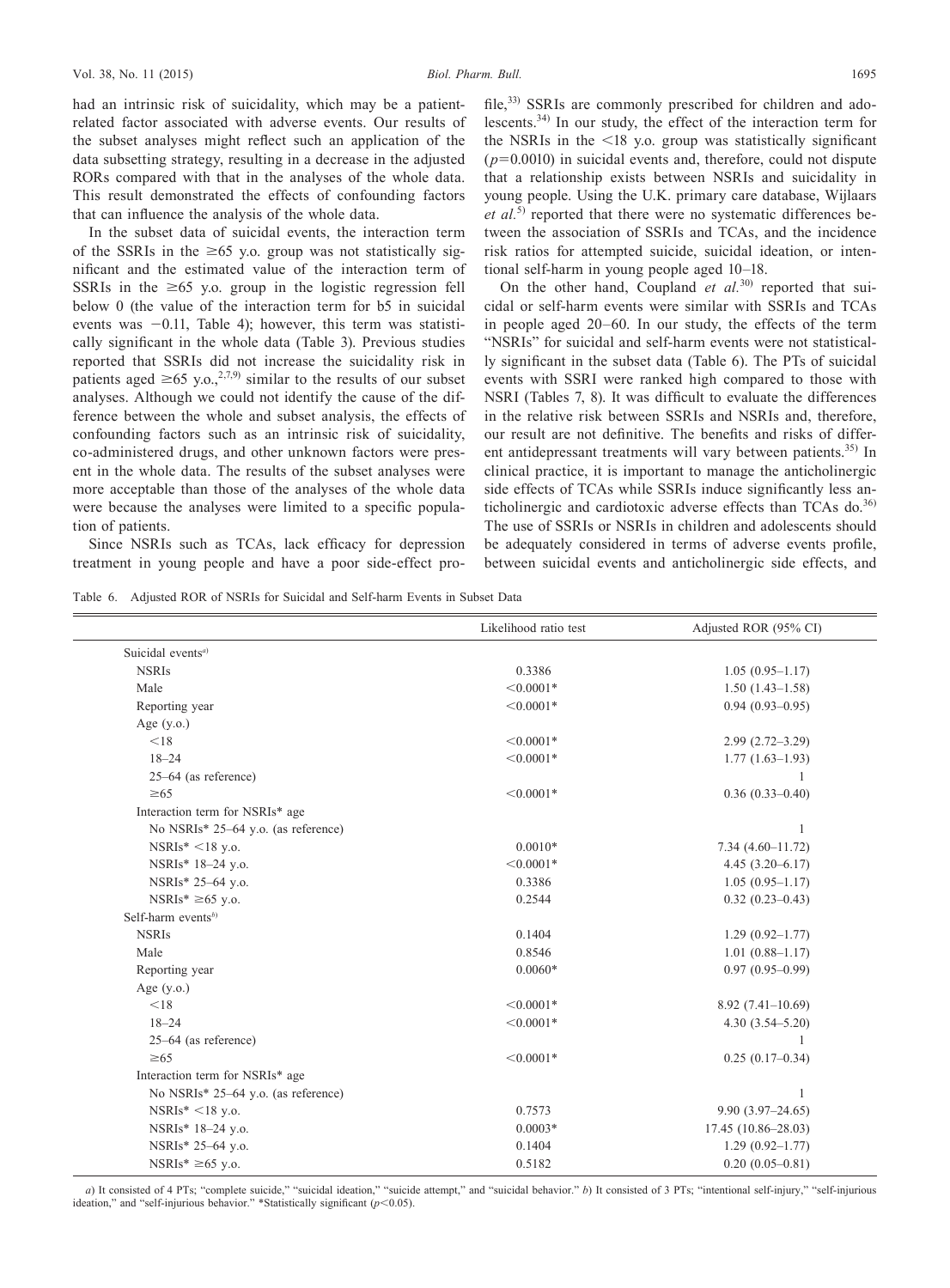had an intrinsic risk of suicidality, which may be a patient-related factor associated with adverse events. Our results of the subset analyses might reflect such an application of the data subsetting strategy, resulting in a decrease in the adjusted RORs compared with that in the analyses of the whole data. This result demonstrated the effects of confounding factors that can influence the analysis of the whole data.

In the subset data of suicidal events, the interaction term of the SSRIs in the ≥65 y.o. group was not statistically significant and the estimated value of the interaction term of SSRIs in the ≥65 y.o. group in the logistic regression fell below 0 (the value of the interaction term for b5 in suicidal events was −0.11, Table 4); however, this term was statistically significant in the whole data (Table 3). Previous studies reported that SSRIs did not increase the suicidality risk in patients aged ≥65 y.o.,[2,7,9] similar to the results of our subset analyses. Although we could not identify the cause of the difference between the whole and subset analysis, the effects of confounding factors such as an intrinsic risk of suicidality, co-administered drugs, and other unknown factors were present in the whole data. The results of the subset analyses were more acceptable than those of the analyses of the whole data were because the analyses were limited to a specific population of patients.

Since NSRIs such as TCAs, lack efficacy for depression treatment in young people and have a poor side-effect profile,[33] SSRIs are commonly prescribed for children and adolescents.[34] In our study, the effect of the interaction term for the NSRIs in the <18 y.o. group was statistically significant ($p=0.0010$) in suicidal events and, therefore, could not dispute that a relationship exists between NSRIs and suicidality in young people. Using the U.K. primary care database, Wijlaars *et al.*[5] reported that there were no systematic differences between the association of SSRIs and TCAs, and the incidence risk ratios for attempted suicide, suicidal ideation, or intentional self-harm in young people aged 10–18.

On the other hand, Coupland *et al.*[30] reported that suicidal or self-harm events were similar with SSRIs and TCAs in people aged 20–60. In our study, the effects of the term "NSRIs" for suicidal and self-harm events were not statistically significant in the subset data (Table 6). The PTs of suicidal events with SSRI were ranked high compared to those with NSRI (Tables 7, 8). It was difficult to evaluate the differences in the relative risk between SSRIs and NSRIs and, therefore, our result are not definitive. The benefits and risks of different antidepressant treatments will vary between patients.[35] In clinical practice, it is important to manage the anticholinergic side effects of TCAs while SSRIs induce significantly less anticholinergic and cardiotoxic adverse effects than TCAs do.[36] The use of SSRIs or NSRIs in children and adolescents should be adequately considered in terms of adverse events profile, between suicidal events and anticholinergic side effects, and

Table 6. Adjusted ROR of NSRIs for Suicidal and Self-harm Events in Subset Data

| | Likelihood ratio test | Adjusted ROR (95% CI) |
|---|---|---|
| Suicidal events[a] | | |
| NSRIs | 0.3386 | 1.05 (0.95–1.17) |
| Male | <0.0001* | 1.50 (1.43–1.58) |
| Reporting year | <0.0001* | 0.94 (0.93–0.95) |
| Age (y.o.) | | |
| <18 | <0.0001* | 2.99 (2.72–3.29) |
| 18–24 | <0.0001* | 1.77 (1.63–1.93) |
| 25–64 (as reference) | | 1 |
| ≥65 | <0.0001* | 0.36 (0.33–0.40) |
| Interaction term for NSRIs* age | | |
| No NSRIs* 25–64 y.o. (as reference) | | 1 |
| NSRIs* <18 y.o. | 0.0010* | 7.34 (4.60–11.72) |
| NSRIs* 18–24 y.o. | <0.0001* | 4.45 (3.20–6.17) |
| NSRIs* 25–64 y.o. | 0.3386 | 1.05 (0.95–1.17) |
| NSRIs* ≥65 y.o. | 0.2544 | 0.32 (0.23–0.43) |
| Self-harm events[b] | | |
| NSRIs | 0.1404 | 1.29 (0.92–1.77) |
| Male | 0.8546 | 1.01 (0.88–1.17) |
| Reporting year | 0.0060* | 0.97 (0.95–0.99) |
| Age (y.o.) | | |
| <18 | <0.0001* | 8.92 (7.41–10.69) |
| 18–24 | <0.0001* | 4.30 (3.54–5.20) |
| 25–64 (as reference) | | 1 |
| ≥65 | <0.0001* | 0.25 (0.17–0.34) |
| Interaction term for NSRIs* age | | |
| No NSRIs* 25–64 y.o. (as reference) | | 1 |
| NSRIs* <18 y.o. | 0.7573 | 9.90 (3.97–24.65) |
| NSRIs* 18–24 y.o. | 0.0003* | 17.45 (10.86–28.03) |
| NSRIs* 25–64 y.o. | 0.1404 | 1.29 (0.92–1.77) |
| NSRIs* ≥65 y.o. | 0.5182 | 0.20 (0.05–0.81) |

*a*) It consisted of 4 PTs; "complete suicide," "suicidal ideation," "suicide attempt," and "suicidal behavior." *b*) It consisted of 3 PTs; "intentional self-injury," "self-injurious ideation," and "self-injurious behavior." *Statistically significant ($p<0.05$).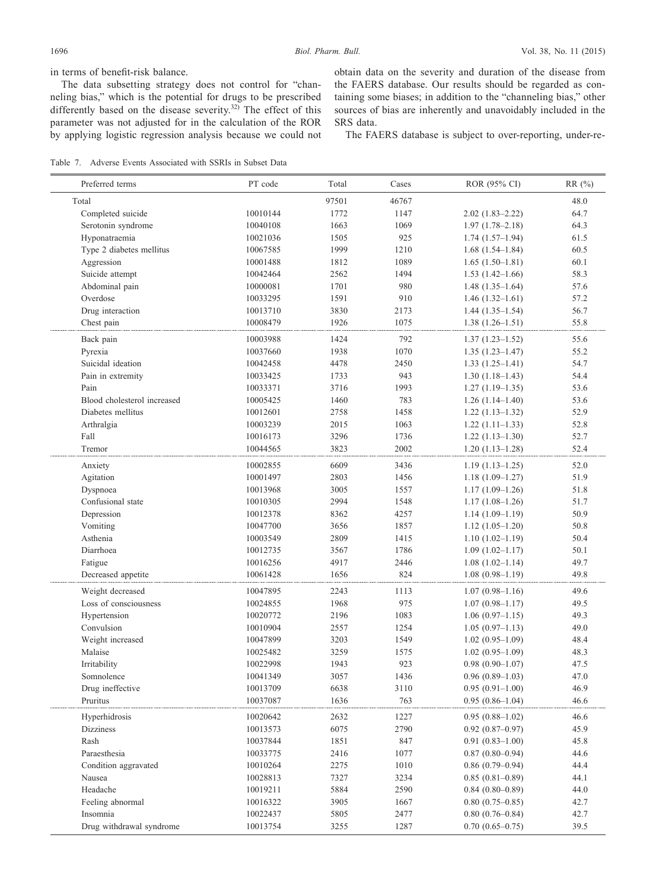in terms of benefit-risk balance.

The data subsetting strategy does not control for "channeling bias," which is the potential for drugs to be prescribed differently based on the disease severity.[32] The effect of this parameter was not adjusted for in the calculation of the ROR by applying logistic regression analysis because we could not obtain data on the severity and duration of the disease from the FAERS database. Our results should be regarded as containing some biases; in addition to the "channeling bias," other sources of bias are inherently and unavoidably included in the SRS data.

The FAERS database is subject to over-reporting, under-re-

Table 7. Adverse Events Associated with SSRIs in Subset Data

| Preferred terms | PT code | Total | Cases | ROR (95% CI) | RR (%) |
|---|---|---|---|---|---|
| Total | | 97501 | 46767 | | 48.0 |
| Completed suicide | 10010144 | 1772 | 1147 | 2.02 (1.83–2.22) | 64.7 |
| Serotonin syndrome | 10040108 | 1663 | 1069 | 1.97 (1.78–2.18) | 64.3 |
| Hyponatraemia | 10021036 | 1505 | 925 | 1.74 (1.57–1.94) | 61.5 |
| Type 2 diabetes mellitus | 10067585 | 1999 | 1210 | 1.68 (1.54–1.84) | 60.5 |
| Aggression | 10001488 | 1812 | 1089 | 1.65 (1.50–1.81) | 60.1 |
| Suicide attempt | 10042464 | 2562 | 1494 | 1.53 (1.42–1.66) | 58.3 |
| Abdominal pain | 10000081 | 1701 | 980 | 1.48 (1.35–1.64) | 57.6 |
| Overdose | 10033295 | 1591 | 910 | 1.46 (1.32–1.61) | 57.2 |
| Drug interaction | 10013710 | 3830 | 2173 | 1.44 (1.35–1.54) | 56.7 |
| Chest pain | 10008479 | 1926 | 1075 | 1.38 (1.26–1.51) | 55.8 |
| Back pain | 10003988 | 1424 | 792 | 1.37 (1.23–1.52) | 55.6 |
| Pyrexia | 10037660 | 1938 | 1070 | 1.35 (1.23–1.47) | 55.2 |
| Suicidal ideation | 10042458 | 4478 | 2450 | 1.33 (1.25–1.41) | 54.7 |
| Pain in extremity | 10033425 | 1733 | 943 | 1.30 (1.18–1.43) | 54.4 |
| Pain | 10033371 | 3716 | 1993 | 1.27 (1.19–1.35) | 53.6 |
| Blood cholesterol increased | 10005425 | 1460 | 783 | 1.26 (1.14–1.40) | 53.6 |
| Diabetes mellitus | 10012601 | 2758 | 1458 | 1.22 (1.13–1.32) | 52.9 |
| Arthralgia | 10003239 | 2015 | 1063 | 1.22 (1.11–1.33) | 52.8 |
| Fall | 10016173 | 3296 | 1736 | 1.22 (1.13–1.30) | 52.7 |
| Tremor | 10044565 | 3823 | 2002 | 1.20 (1.13–1.28) | 52.4 |
| Anxiety | 10002855 | 6609 | 3436 | 1.19 (1.13–1.25) | 52.0 |
| Agitation | 10001497 | 2803 | 1456 | 1.18 (1.09–1.27) | 51.9 |
| Dyspnoea | 10013968 | 3005 | 1557 | 1.17 (1.09–1.26) | 51.8 |
| Confusional state | 10010305 | 2994 | 1548 | 1.17 (1.08–1.26) | 51.7 |
| Depression | 10012378 | 8362 | 4257 | 1.14 (1.09–1.19) | 50.9 |
| Vomiting | 10047700 | 3656 | 1857 | 1.12 (1.05–1.20) | 50.8 |
| Asthenia | 10003549 | 2809 | 1415 | 1.10 (1.02–1.19) | 50.4 |
| Diarrhoea | 10012735 | 3567 | 1786 | 1.09 (1.02–1.17) | 50.1 |
| Fatigue | 10016256 | 4917 | 2446 | 1.08 (1.02–1.14) | 49.7 |
| Decreased appetite | 10061428 | 1656 | 824 | 1.08 (0.98–1.19) | 49.8 |
| Weight decreased | 10047895 | 2243 | 1113 | 1.07 (0.98–1.16) | 49.6 |
| Loss of consciousness | 10024855 | 1968 | 975 | 1.07 (0.98–1.17) | 49.5 |
| Hypertension | 10020772 | 2196 | 1083 | 1.06 (0.97–1.15) | 49.3 |
| Convulsion | 10010904 | 2557 | 1254 | 1.05 (0.97–1.13) | 49.0 |
| Weight increased | 10047899 | 3203 | 1549 | 1.02 (0.95–1.09) | 48.4 |
| Malaise | 10025482 | 3259 | 1575 | 1.02 (0.95–1.09) | 48.3 |
| Irritability | 10022998 | 1943 | 923 | 0.98 (0.90–1.07) | 47.5 |
| Somnolence | 10041349 | 3057 | 1436 | 0.96 (0.89–1.03) | 47.0 |
| Drug ineffective | 10013709 | 6638 | 3110 | 0.95 (0.91–1.00) | 46.9 |
| Pruritus | 10037087 | 1636 | 763 | 0.95 (0.86–1.04) | 46.6 |
| Hyperhidrosis | 10020642 | 2632 | 1227 | 0.95 (0.88–1.02) | 46.6 |
| Dizziness | 10013573 | 6075 | 2790 | 0.92 (0.87–0.97) | 45.9 |
| Rash | 10037844 | 1851 | 847 | 0.91 (0.83–1.00) | 45.8 |
| Paraesthesia | 10033775 | 2416 | 1077 | 0.87 (0.80–0.94) | 44.6 |
| Condition aggravated | 10010264 | 2275 | 1010 | 0.86 (0.79–0.94) | 44.4 |
| Nausea | 10028813 | 7327 | 3234 | 0.85 (0.81–0.89) | 44.1 |
| Headache | 10019211 | 5884 | 2590 | 0.84 (0.80–0.89) | 44.0 |
| Feeling abnormal | 10016322 | 3905 | 1667 | 0.80 (0.75–0.85) | 42.7 |
| Insomnia | 10022437 | 5805 | 2477 | 0.80 (0.76–0.84) | 42.7 |
| Drug withdrawal syndrome | 10013754 | 3255 | 1287 | 0.70 (0.65–0.75) | 39.5 |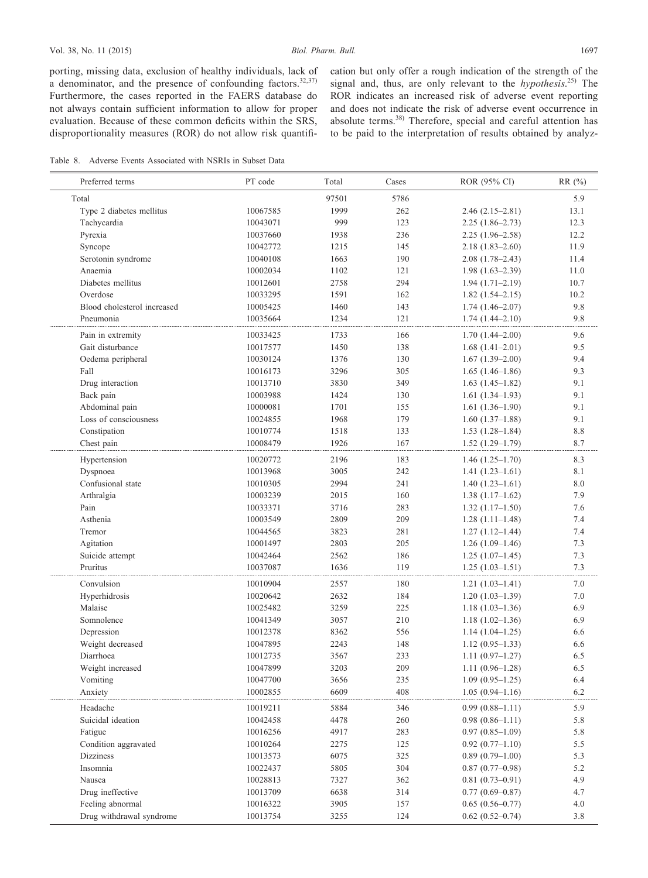porting, missing data, exclusion of healthy individuals, lack of a denominator, and the presence of confounding factors.[32,37] Furthermore, the cases reported in the FAERS database do not always contain sufficient information to allow for proper evaluation. Because of these common deficits within the SRS, disproportionality measures (ROR) do not allow risk quantification but only offer a rough indication of the strength of the signal and, thus, are only relevant to the *hypothesis*.[25] The ROR indicates an increased risk of adverse event reporting and does not indicate the risk of adverse event occurrence in absolute terms.[38] Therefore, special and careful attention has to be paid to the interpretation of results obtained by analyz-

Table 8. Adverse Events Associated with NSRIs in Subset Data

| Preferred terms | PT code | Total | Cases | ROR (95% CI) | RR (%) |
|---|---|---|---|---|---|
| Total | | 97501 | 5786 | | 5.9 |
| Type 2 diabetes mellitus | 10067585 | 1999 | 262 | 2.46 (2.15–2.81) | 13.1 |
| Tachycardia | 10043071 | 999 | 123 | 2.25 (1.86–2.73) | 12.3 |
| Pyrexia | 10037660 | 1938 | 236 | 2.25 (1.96–2.58) | 12.2 |
| Syncope | 10042772 | 1215 | 145 | 2.18 (1.83–2.60) | 11.9 |
| Serotonin syndrome | 10040108 | 1663 | 190 | 2.08 (1.78–2.43) | 11.4 |
| Anaemia | 10002034 | 1102 | 121 | 1.98 (1.63–2.39) | 11.0 |
| Diabetes mellitus | 10012601 | 2758 | 294 | 1.94 (1.71–2.19) | 10.7 |
| Overdose | 10033295 | 1591 | 162 | 1.82 (1.54–2.15) | 10.2 |
| Blood cholesterol increased | 10005425 | 1460 | 143 | 1.74 (1.46–2.07) | 9.8 |
| Pneumonia | 10035664 | 1234 | 121 | 1.74 (1.44–2.10) | 9.8 |
| Pain in extremity | 10033425 | 1733 | 166 | 1.70 (1.44–2.00) | 9.6 |
| Gait disturbance | 10017577 | 1450 | 138 | 1.68 (1.41–2.01) | 9.5 |
| Oedema peripheral | 10030124 | 1376 | 130 | 1.67 (1.39–2.00) | 9.4 |
| Fall | 10016173 | 3296 | 305 | 1.65 (1.46–1.86) | 9.3 |
| Drug interaction | 10013710 | 3830 | 349 | 1.63 (1.45–1.82) | 9.1 |
| Back pain | 10003988 | 1424 | 130 | 1.61 (1.34–1.93) | 9.1 |
| Abdominal pain | 10000081 | 1701 | 155 | 1.61 (1.36–1.90) | 9.1 |
| Loss of consciousness | 10024855 | 1968 | 179 | 1.60 (1.37–1.88) | 9.1 |
| Constipation | 10010774 | 1518 | 133 | 1.53 (1.28–1.84) | 8.8 |
| Chest pain | 10008479 | 1926 | 167 | 1.52 (1.29–1.79) | 8.7 |
| Hypertension | 10020772 | 2196 | 183 | 1.46 (1.25–1.70) | 8.3 |
| Dyspnoea | 10013968 | 3005 | 242 | 1.41 (1.23–1.61) | 8.1 |
| Confusional state | 10010305 | 2994 | 241 | 1.40 (1.23–1.61) | 8.0 |
| Arthralgia | 10003239 | 2015 | 160 | 1.38 (1.17–1.62) | 7.9 |
| Pain | 10033371 | 3716 | 283 | 1.32 (1.17–1.50) | 7.6 |
| Asthenia | 10003549 | 2809 | 209 | 1.28 (1.11–1.48) | 7.4 |
| Tremor | 10044565 | 3823 | 281 | 1.27 (1.12–1.44) | 7.4 |
| Agitation | 10001497 | 2803 | 205 | 1.26 (1.09–1.46) | 7.3 |
| Suicide attempt | 10042464 | 2562 | 186 | 1.25 (1.07–1.45) | 7.3 |
| Pruritus | 10037087 | 1636 | 119 | 1.25 (1.03–1.51) | 7.3 |
| Convulsion | 10010904 | 2557 | 180 | 1.21 (1.03–1.41) | 7.0 |
| Hyperhidrosis | 10020642 | 2632 | 184 | 1.20 (1.03–1.39) | 7.0 |
| Malaise | 10025482 | 3259 | 225 | 1.18 (1.03–1.36) | 6.9 |
| Somnolence | 10041349 | 3057 | 210 | 1.18 (1.02–1.36) | 6.9 |
| Depression | 10012378 | 8362 | 556 | 1.14 (1.04–1.25) | 6.6 |
| Weight decreased | 10047895 | 2243 | 148 | 1.12 (0.95–1.33) | 6.6 |
| Diarrhoea | 10012735 | 3567 | 233 | 1.11 (0.97–1.27) | 6.5 |
| Weight increased | 10047899 | 3203 | 209 | 1.11 (0.96–1.28) | 6.5 |
| Vomiting | 10047700 | 3656 | 235 | 1.09 (0.95–1.25) | 6.4 |
| Anxiety | 10002855 | 6609 | 408 | 1.05 (0.94–1.16) | 6.2 |
| Headache | 10019211 | 5884 | 346 | 0.99 (0.88–1.11) | 5.9 |
| Suicidal ideation | 10042458 | 4478 | 260 | 0.98 (0.86–1.11) | 5.8 |
| Fatigue | 10016256 | 4917 | 283 | 0.97 (0.85–1.09) | 5.8 |
| Condition aggravated | 10010264 | 2275 | 125 | 0.92 (0.77–1.10) | 5.5 |
| Dizziness | 10013573 | 6075 | 325 | 0.89 (0.79–1.00) | 5.3 |
| Insomnia | 10022437 | 5805 | 304 | 0.87 (0.77–0.98) | 5.2 |
| Nausea | 10028813 | 7327 | 362 | 0.81 (0.73–0.91) | 4.9 |
| Drug ineffective | 10013709 | 6638 | 314 | 0.77 (0.69–0.87) | 4.7 |
| Feeling abnormal | 10016322 | 3905 | 157 | 0.65 (0.56–0.77) | 4.0 |
| Drug withdrawal syndrome | 10013754 | 3255 | 124 | 0.62 (0.52–0.74) | 3.8 |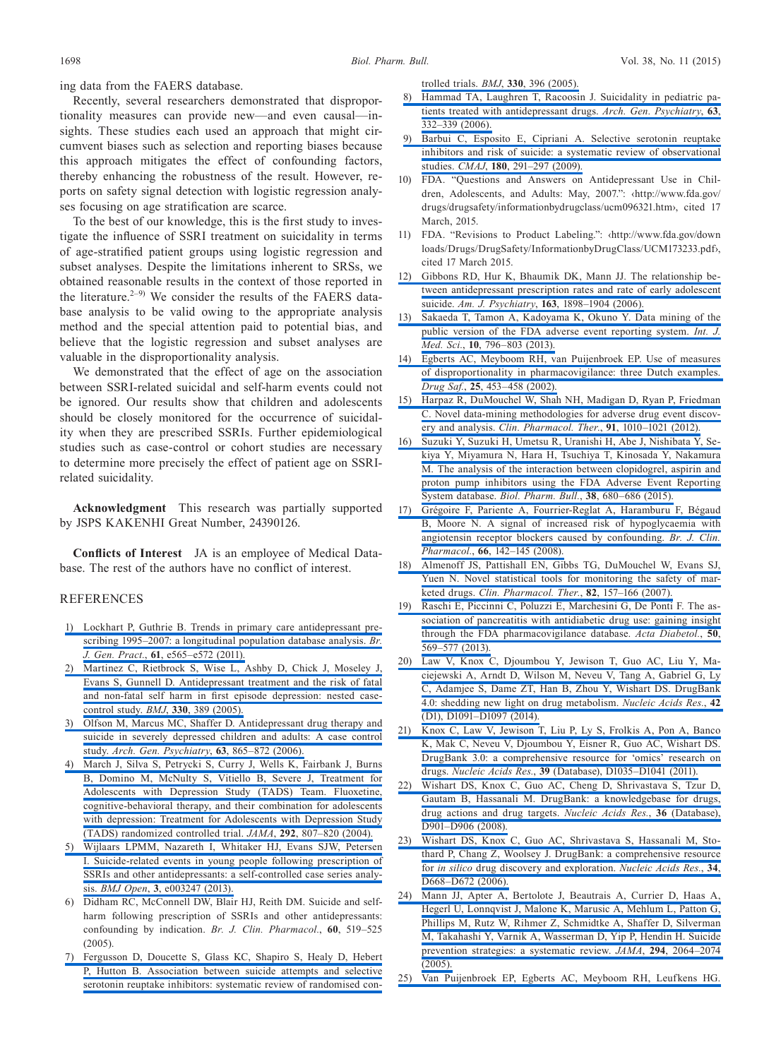ing data from the FAERS database.

Recently, several researchers demonstrated that disproportionality measures can provide new—and even causal—insights. These studies each used an approach that might circumvent biases such as selection and reporting biases because this approach mitigates the effect of confounding factors, thereby enhancing the robustness of the result. However, reports on safety signal detection with logistic regression analyses focusing on age stratification are scarce.

To the best of our knowledge, this is the first study to investigate the influence of SSRI treatment on suicidality in terms of age-stratified patient groups using logistic regression and subset analyses. Despite the limitations inherent to SRSs, we obtained reasonable results in the context of those reported in the literature.[2–9] We consider the results of the FAERS database analysis to be valid owing to the appropriate analysis method and the special attention paid to potential bias, and believe that the logistic regression and subset analyses are valuable in the disproportionality analysis.

We demonstrated that the effect of age on the association between SSRI-related suicidal and self-harm events could not be ignored. Our results show that children and adolescents should be closely monitored for the occurrence of suicidality when they are prescribed SSRIs. Further epidemiological studies such as case-control or cohort studies are necessary to determine more precisely the effect of patient age on SSRI-related suicidality.

**Acknowledgment** This research was partially supported by JSPS KAKENHI Great Number, 24390126.

**Conflicts of Interest** JA is an employee of Medical Database. The rest of the authors have no conflict of interest.

## REFERENCES

1) Lockhart P, Guthrie B. Trends in primary care antidepressant prescribing 1995–2007: a longitudinal population database analysis. *Br. J. Gen. Pract.*, **61**, e565–e572 (2011).
2) Martinez C, Rietbrock S, Wise L, Ashby D, Chick J, Moseley J, Evans S, Gunnell D. Antidepressant treatment and the risk of fatal and non-fatal self harm in first episode depression: nested case-control study. *BMJ*, **330**, 389 (2005).
3) Olfson M, Marcus MC, Shaffer D. Antidepressant drug therapy and suicide in severely depressed children and adults: A case control study. *Arch. Gen. Psychiatry*, **63**, 865–872 (2006).
4) March J, Silva S, Petrycki S, Curry J, Wells K, Fairbank J, Burns B, Domino M, McNulty S, Vitiello B, Severe J, Treatment for Adolescents with Depression Study (TADS) Team. Fluoxetine, cognitive-behavioral therapy, and their combination for adolescents with depression: Treatment for Adolescents with Depression Study (TADS) randomized controlled trial. *JAMA*, **292**, 807–820 (2004).
5) Wijlaars LPMM, Nazareth I, Whitaker HJ, Evans SJW, Petersen I. Suicide-related events in young people following prescription of SSRIs and other antidepressants: a self-controlled case series analysis. *BMJ Open*, **3**, e003247 (2013).
6) Didham RC, McConnell DW, Blair HJ, Reith DM. Suicide and self-harm following prescription of SSRIs and other antidepressants: confounding by indication. *Br. J. Clin. Pharmacol.*, **60**, 519–525 (2005).
7) Fergusson D, Doucette S, Glass KC, Shapiro S, Healy D, Hebert P, Hutton B. Association between suicide attempts and selective serotonin reuptake inhibitors: systematic review of randomised controlled trials. *BMJ*, **330**, 396 (2005).
8) Hammad TA, Laughren T, Racoosin J. Suicidality in pediatric patients treated with antidepressant drugs. *Arch. Gen. Psychiatry*, **63**, 332–339 (2006).
9) Barbui C, Esposito E, Cipriani A. Selective serotonin reuptake inhibitors and risk of suicide: a systematic review of observational studies. *CMAJ*, **180**, 291–297 (2009).
10) FDA. "Questions and Answers on Antidepressant Use in Children, Adolescents, and Adults: May, 2007.": ‹http://www.fda.gov/drugs/drugsafety/informationbydrugclass/ucm096321.htm›, cited 17 March, 2015.
11) FDA. "Revisions to Product Labeling.": ‹http://www.fda.gov/downloads/Drugs/DrugSafety/InformationbyDrugClass/UCM173233.pdf›, cited 17 March 2015.
12) Gibbons RD, Hur K, Bhaumik DK, Mann JJ. The relationship between antidepressant prescription rates and rate of early adolescent suicide. *Am. J. Psychiatry*, **163**, 1898–1904 (2006).
13) Sakaeda T, Tamon A, Kadoyama K, Okuno Y. Data mining of the public version of the FDA adverse event reporting system. *Int. J. Med. Sci.*, **10**, 796–803 (2013).
14) Egberts AC, Meyboom RH, van Puijenbroek EP. Use of measures of disproportionality in pharmacovigilance: three Dutch examples. *Drug Saf.*, **25**, 453–458 (2002).
15) Harpaz R, DuMouchel W, Shah NH, Madigan D, Ryan P, Friedman C. Novel data-mining methodologies for adverse drug event discovery and analysis. *Clin. Pharmacol. Ther.*, **91**, 1010–1021 (2012).
16) Suzuki Y, Suzuki H, Umetsu R, Uranishi H, Abe J, Nishibata Y, Sekiya Y, Miyamura N, Hara H, Tsuchiya T, Kinosada Y, Nakamura M. The analysis of the interaction between clopidogrel, aspirin and proton pump inhibitors using the FDA Adverse Event Reporting System database. *Biol. Pharm. Bull.*, **38**, 680–686 (2015).
17) Grégoire F, Pariente A, Fourrier-Reglat A, Haramburu F, Bégaud B, Moore N. A signal of increased risk of hypoglycaemia with angiotensin receptor blockers caused by confounding. *Br. J. Clin. Pharmacol.*, **66**, 142–145 (2008).
18) Almenoff JS, Pattishall EN, Gibbs TG, DuMouchel W, Evans SJ, Yuen N. Novel statistical tools for monitoring the safety of marketed drugs. *Clin. Pharmacol. Ther.*, **82**, 157–166 (2007).
19) Raschi E, Piccinni C, Poluzzi E, Marchesini G, De Ponti F. The association of pancreatitis with antidiabetic drug use: gaining insight through the FDA pharmacovigilance database. *Acta Diabetol.*, **50**, 569–577 (2013).
20) Law V, Knox C, Djoumbou Y, Jewison T, Guo AC, Liu Y, Maciejewski A, Arndt D, Wilson M, Neveu V, Tang A, Gabriel G, Ly C, Adamjee S, Dame ZT, Han B, Zhou Y, Wishart DS. DrugBank 4.0: shedding new light on drug metabolism. *Nucleic Acids Res.*, **42** (D1), D1091–D1097 (2014).
21) Knox C, Law V, Jewison T, Liu P, Ly S, Frolkis A, Pon A, Banco K, Mak C, Neveu V, Djoumbou Y, Eisner R, Guo AC, Wishart DS. DrugBank 3.0: a comprehensive resource for 'omics' research on drugs. *Nucleic Acids Res.*, **39** (Database), D1035–D1041 (2011).
22) Wishart DS, Knox C, Guo AC, Cheng D, Shrivastava S, Tzur D, Gautam B, Hassanali M. DrugBank: a knowledgebase for drugs, drug actions and drug targets. *Nucleic Acids Res.*, **36** (Database), D901–D906 (2008).
23) Wishart DS, Knox C, Guo AC, Shrivastava S, Hassanali M, Stothard P, Chang Z, Woolsey J. DrugBank: a comprehensive resource for *in silico* drug discovery and exploration. *Nucleic Acids Res.*, **34**, D668–D672 (2006).
24) Mann JJ, Apter A, Bertolote J, Beautrais A, Currier D, Haas A, Hegerl U, Lonnqvist J, Malone K, Marusic A, Mehlum L, Patton G, Phillips M, Rutz W, Rihmer Z, Schmidtke A, Shaffer D, Silverman M, Takahashi Y, Varnik A, Wasserman D, Yip P, Hendin H. Suicide prevention strategies: a systematic review. *JAMA*, **294**, 2064–2074 (2005).
25) Van Puijenbroek EP, Egberts AC, Meyboom RH, Leufkens HG.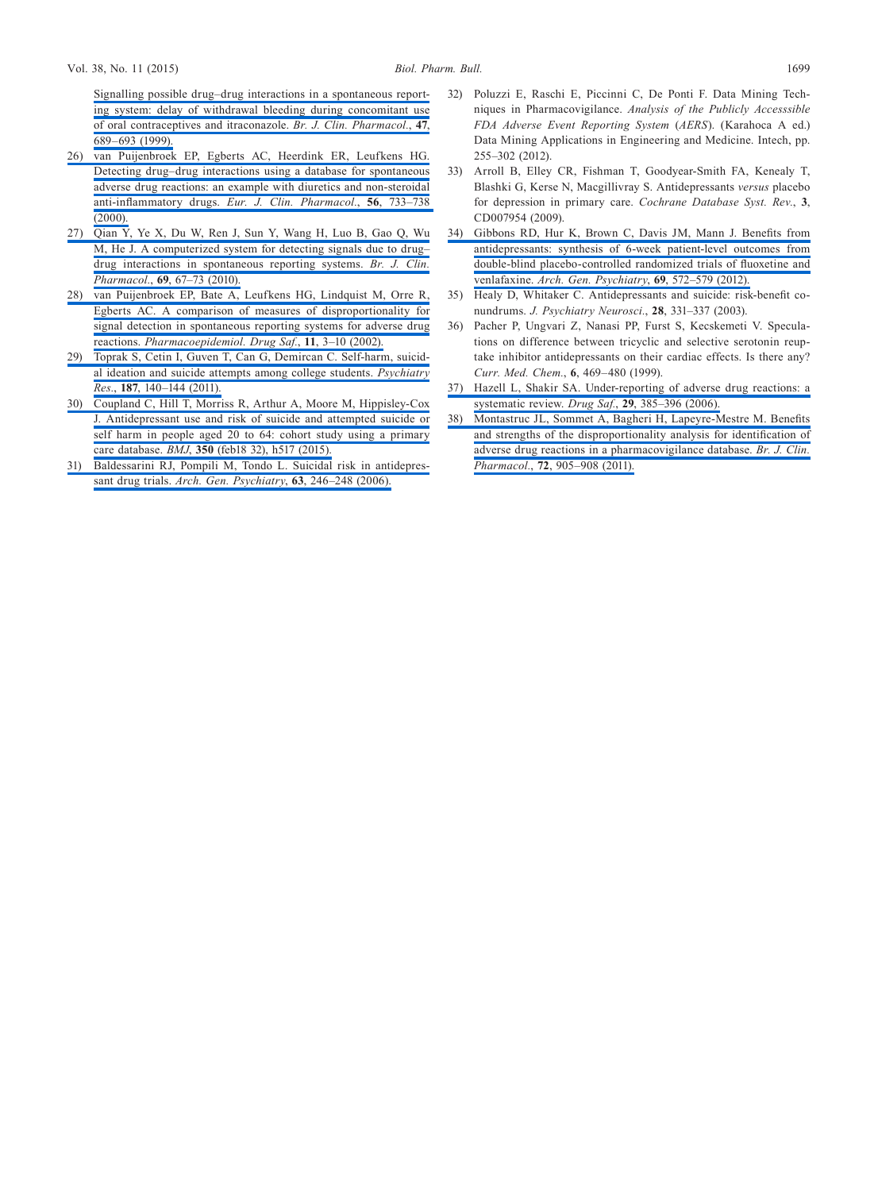Signalling possible drug–drug interactions in a spontaneous reporting system: delay of withdrawal bleeding during concomitant use of oral contraceptives and itraconazole. *Br. J. Clin. Pharmacol.*, **47**, 689–693 (1999).

26) van Puijenbroek EP, Egberts AC, Heerdink ER, Leufkens HG. Detecting drug–drug interactions using a database for spontaneous adverse drug reactions: an example with diuretics and non-steroidal anti-inflammatory drugs. *Eur. J. Clin. Pharmacol.*, **56**, 733–738 (2000).

27) Qian Y, Ye X, Du W, Ren J, Sun Y, Wang H, Luo B, Gao Q, Wu M, He J. A computerized system for detecting signals due to drug–drug interactions in spontaneous reporting systems. *Br. J. Clin. Pharmacol.*, **69**, 67–73 (2010).

28) van Puijenbroek EP, Bate A, Leufkens HG, Lindquist M, Orre R, Egberts AC. A comparison of measures of disproportionality for signal detection in spontaneous reporting systems for adverse drug reactions. *Pharmacoepidemiol. Drug Saf.*, **11**, 3–10 (2002).

29) Toprak S, Cetin I, Guven T, Can G, Demircan C. Self-harm, suicidal ideation and suicide attempts among college students. *Psychiatry Res.*, **187**, 140–144 (2011).

30) Coupland C, Hill T, Morriss R, Arthur A, Moore M, Hippisley-Cox J. Antidepressant use and risk of suicide and attempted suicide or self harm in people aged 20 to 64: cohort study using a primary care database. *BMJ*, **350** (feb18 32), h517 (2015).

31) Baldessarini RJ, Pompili M, Tondo L. Suicidal risk in antidepressant drug trials. *Arch. Gen. Psychiatry*, **63**, 246–248 (2006).

32) Poluzzi E, Raschi E, Piccinni C, De Ponti F. Data Mining Techniques in Pharmacovigilance. *Analysis of the Publicly Accesssible FDA Adverse Event Reporting System* (*AERS*). (Karahoca A ed.) Data Mining Applications in Engineering and Medicine. Intech, pp. 255–302 (2012).

33) Arroll B, Elley CR, Fishman T, Goodyear-Smith FA, Kenealy T, Blashki G, Kerse N, Macgillivray S. Antidepressants *versus* placebo for depression in primary care. *Cochrane Database Syst. Rev.*, **3**, CD007954 (2009).

34) Gibbons RD, Hur K, Brown C, Davis JM, Mann J. Benefits from antidepressants: synthesis of 6-week patient-level outcomes from double-blind placebo-controlled randomized trials of fluoxetine and venlafaxine. *Arch. Gen. Psychiatry*, **69**, 572–579 (2012).

35) Healy D, Whitaker C. Antidepressants and suicide: risk-benefit conundrums. *J. Psychiatry Neurosci.*, **28**, 331–337 (2003).

36) Pacher P, Ungvari Z, Nanasi PP, Furst S, Kecskemeti V. Speculations on difference between tricyclic and selective serotonin reuptake inhibitor antidepressants on their cardiac effects. Is there any? *Curr. Med. Chem.*, **6**, 469–480 (1999).

37) Hazell L, Shakir SA. Under-reporting of adverse drug reactions: a systematic review. *Drug Saf.*, **29**, 385–396 (2006).

38) Montastruc JL, Sommet A, Bagheri H, Lapeyre-Mestre M. Benefits and strengths of the disproportionality analysis for identification of adverse drug reactions in a pharmacovigilance database. *Br. J. Clin. Pharmacol.*, **72**, 905–908 (2011).